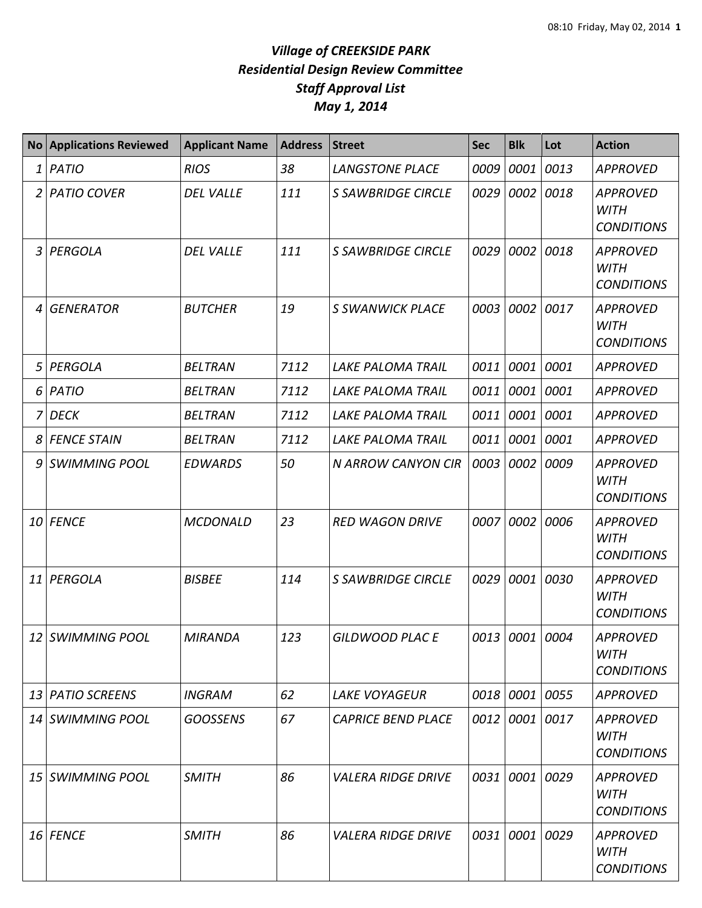# *Village of CREEKSIDE PARK*
## *Residential Design Review Committee*
## *Staff Approval List*
## *May 1, 2014*

| No | Applications Reviewed | Applicant Name | Address | Street | Sec | Blk | Lot | Action |
|---|---|---|---|---|---|---|---|---|
| 1 | *PATIO* | *RIOS* | *38* | *LANGSTONE PLACE* | *0009* | *0001* | *0013* | *APPROVED* |
| 2 | *PATIO COVER* | *DEL VALLE* | *111* | *S SAWBRIDGE CIRCLE* | *0029* | *0002* | *0018* | *APPROVED WITH CONDITIONS* |
| 3 | *PERGOLA* | *DEL VALLE* | *111* | *S SAWBRIDGE CIRCLE* | *0029* | *0002* | *0018* | *APPROVED WITH CONDITIONS* |
| 4 | *GENERATOR* | *BUTCHER* | *19* | *S SWANWICK PLACE* | *0003* | *0002* | *0017* | *APPROVED WITH CONDITIONS* |
| 5 | *PERGOLA* | *BELTRAN* | *7112* | *LAKE PALOMA TRAIL* | *0011* | *0001* | *0001* | *APPROVED* |
| 6 | *PATIO* | *BELTRAN* | *7112* | *LAKE PALOMA TRAIL* | *0011* | *0001* | *0001* | *APPROVED* |
| 7 | *DECK* | *BELTRAN* | *7112* | *LAKE PALOMA TRAIL* | *0011* | *0001* | *0001* | *APPROVED* |
| 8 | *FENCE STAIN* | *BELTRAN* | *7112* | *LAKE PALOMA TRAIL* | *0011* | *0001* | *0001* | *APPROVED* |
| 9 | *SWIMMING POOL* | *EDWARDS* | *50* | *N ARROW CANYON CIR* | *0003* | *0002* | *0009* | *APPROVED WITH CONDITIONS* |
| 10 | *FENCE* | *MCDONALD* | *23* | *RED WAGON DRIVE* | *0007* | *0002* | *0006* | *APPROVED WITH CONDITIONS* |
| 11 | *PERGOLA* | *BISBEE* | *114* | *S SAWBRIDGE CIRCLE* | *0029* | *0001* | *0030* | *APPROVED WITH CONDITIONS* |
| 12 | *SWIMMING POOL* | *MIRANDA* | *123* | *GILDWOOD PLAC E* | *0013* | *0001* | *0004* | *APPROVED WITH CONDITIONS* |
| 13 | *PATIO SCREENS* | *INGRAM* | *62* | *LAKE VOYAGEUR* | *0018* | *0001* | *0055* | *APPROVED* |
| 14 | *SWIMMING POOL* | *GOOSSENS* | *67* | *CAPRICE BEND PLACE* | *0012* | *0001* | *0017* | *APPROVED WITH CONDITIONS* |
| 15 | *SWIMMING POOL* | *SMITH* | *86* | *VALERA RIDGE DRIVE* | *0031* | *0001* | *0029* | *APPROVED WITH CONDITIONS* |
| 16 | *FENCE* | *SMITH* | *86* | *VALERA RIDGE DRIVE* | *0031* | *0001* | *0029* | *APPROVED WITH CONDITIONS* |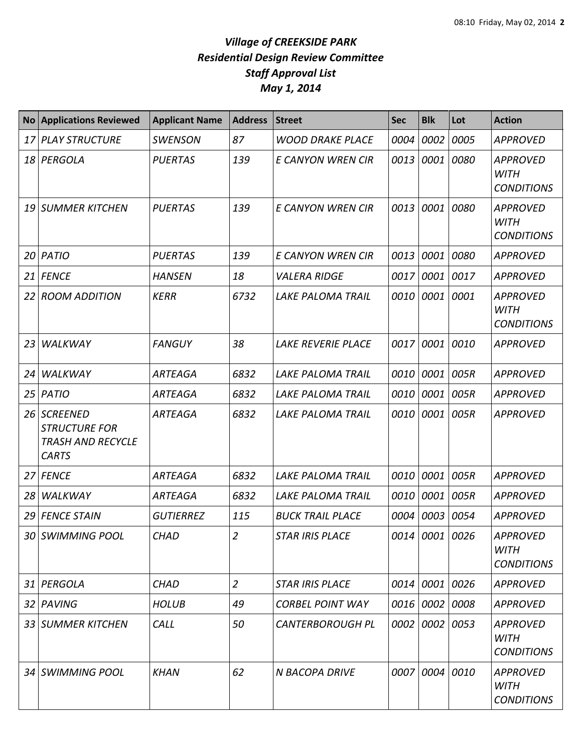# *Village of CREEKSIDE PARK*
## *Residential Design Review Committee*
## *Staff Approval List*
## *May 1, 2014*

| No | Applications Reviewed | Applicant Name | Address | Street | Sec | Blk | Lot | Action |
|---|---|---|---|---|---|---|---|---|
| 17 | PLAY STRUCTURE | SWENSON | 87 | WOOD DRAKE PLACE | 0004 | 0002 | 0005 | APPROVED |
| 18 | PERGOLA | PUERTAS | 139 | E CANYON WREN CIR | 0013 | 0001 | 0080 | APPROVED WITH CONDITIONS |
| 19 | SUMMER KITCHEN | PUERTAS | 139 | E CANYON WREN CIR | 0013 | 0001 | 0080 | APPROVED WITH CONDITIONS |
| 20 | PATIO | PUERTAS | 139 | E CANYON WREN CIR | 0013 | 0001 | 0080 | APPROVED |
| 21 | FENCE | HANSEN | 18 | VALERA RIDGE | 0017 | 0001 | 0017 | APPROVED |
| 22 | ROOM ADDITION | KERR | 6732 | LAKE PALOMA TRAIL | 0010 | 0001 | 0001 | APPROVED WITH CONDITIONS |
| 23 | WALKWAY | FANGUY | 38 | LAKE REVERIE PLACE | 0017 | 0001 | 0010 | APPROVED |
| 24 | WALKWAY | ARTEAGA | 6832 | LAKE PALOMA TRAIL | 0010 | 0001 | 005R | APPROVED |
| 25 | PATIO | ARTEAGA | 6832 | LAKE PALOMA TRAIL | 0010 | 0001 | 005R | APPROVED |
| 26 | SCREENED STRUCTURE FOR TRASH AND RECYCLE CARTS | ARTEAGA | 6832 | LAKE PALOMA TRAIL | 0010 | 0001 | 005R | APPROVED |
| 27 | FENCE | ARTEAGA | 6832 | LAKE PALOMA TRAIL | 0010 | 0001 | 005R | APPROVED |
| 28 | WALKWAY | ARTEAGA | 6832 | LAKE PALOMA TRAIL | 0010 | 0001 | 005R | APPROVED |
| 29 | FENCE STAIN | GUTIERREZ | 115 | BUCK TRAIL PLACE | 0004 | 0003 | 0054 | APPROVED |
| 30 | SWIMMING POOL | CHAD | 2 | STAR IRIS PLACE | 0014 | 0001 | 0026 | APPROVED WITH CONDITIONS |
| 31 | PERGOLA | CHAD | 2 | STAR IRIS PLACE | 0014 | 0001 | 0026 | APPROVED |
| 32 | PAVING | HOLUB | 49 | CORBEL POINT WAY | 0016 | 0002 | 0008 | APPROVED |
| 33 | SUMMER KITCHEN | CALL | 50 | CANTERBOROUGH PL | 0002 | 0002 | 0053 | APPROVED WITH CONDITIONS |
| 34 | SWIMMING POOL | KHAN | 62 | N BACOPA DRIVE | 0007 | 0004 | 0010 | APPROVED WITH CONDITIONS |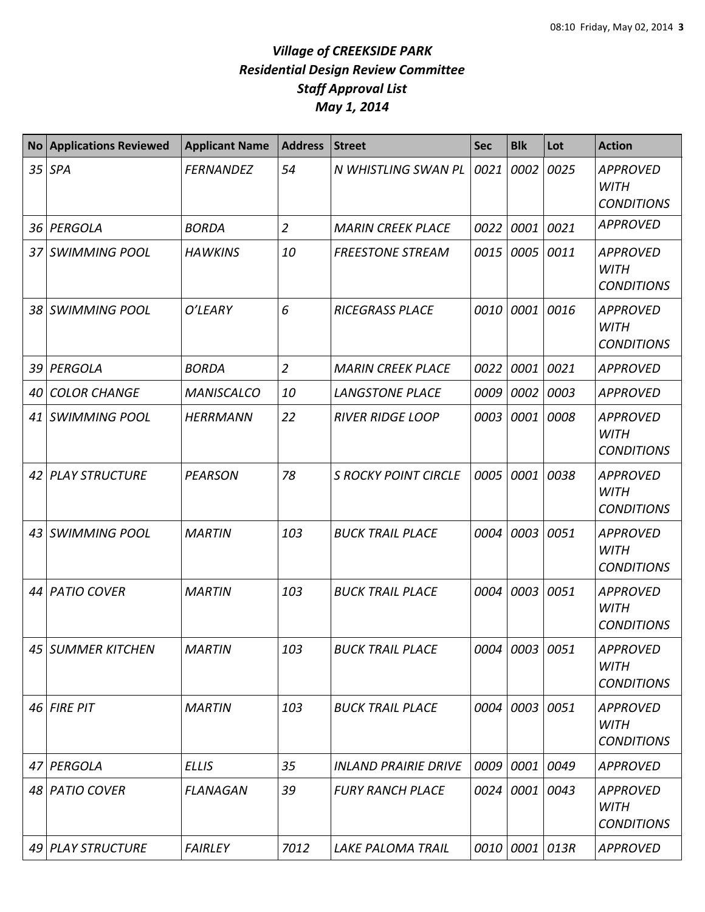# *Village of CREEKSIDE PARK*
# *Residential Design Review Committee*
# *Staff Approval List*
# *May 1, 2014*

| No | Applications Reviewed | Applicant Name | Address | Street | Sec | Blk | Lot | Action |
|---|---|---|---|---|---|---|---|---|
| *35* | *SPA* | *FERNANDEZ* | *54* | *N WHISTLING SWAN PL* | *0021* | *0002* | *0025* | *APPROVED WITH CONDITIONS* |
| *36* | *PERGOLA* | *BORDA* | *2* | *MARIN CREEK PLACE* | *0022* | *0001* | *0021* | *APPROVED* |
| *37* | *SWIMMING POOL* | *HAWKINS* | *10* | *FREESTONE STREAM* | *0015* | *0005* | *0011* | *APPROVED WITH CONDITIONS* |
| *38* | *SWIMMING POOL* | *O'LEARY* | *6* | *RICEGRASS PLACE* | *0010* | *0001* | *0016* | *APPROVED WITH CONDITIONS* |
| *39* | *PERGOLA* | *BORDA* | *2* | *MARIN CREEK PLACE* | *0022* | *0001* | *0021* | *APPROVED* |
| *40* | *COLOR CHANGE* | *MANISCALCO* | *10* | *LANGSTONE PLACE* | *0009* | *0002* | *0003* | *APPROVED* |
| *41* | *SWIMMING POOL* | *HERRMANN* | *22* | *RIVER RIDGE LOOP* | *0003* | *0001* | *0008* | *APPROVED WITH CONDITIONS* |
| *42* | *PLAY STRUCTURE* | *PEARSON* | *78* | *S ROCKY POINT CIRCLE* | *0005* | *0001* | *0038* | *APPROVED WITH CONDITIONS* |
| *43* | *SWIMMING POOL* | *MARTIN* | *103* | *BUCK TRAIL PLACE* | *0004* | *0003* | *0051* | *APPROVED WITH CONDITIONS* |
| *44* | *PATIO COVER* | *MARTIN* | *103* | *BUCK TRAIL PLACE* | *0004* | *0003* | *0051* | *APPROVED WITH CONDITIONS* |
| *45* | *SUMMER KITCHEN* | *MARTIN* | *103* | *BUCK TRAIL PLACE* | *0004* | *0003* | *0051* | *APPROVED WITH CONDITIONS* |
| *46* | *FIRE PIT* | *MARTIN* | *103* | *BUCK TRAIL PLACE* | *0004* | *0003* | *0051* | *APPROVED WITH CONDITIONS* |
| *47* | *PERGOLA* | *ELLIS* | *35* | *INLAND PRAIRIE DRIVE* | *0009* | *0001* | *0049* | *APPROVED* |
| *48* | *PATIO COVER* | *FLANAGAN* | *39* | *FURY RANCH PLACE* | *0024* | *0001* | *0043* | *APPROVED WITH CONDITIONS* |
| *49* | *PLAY STRUCTURE* | *FAIRLEY* | *7012* | *LAKE PALOMA TRAIL* | *0010* | *0001* | *013R* | *APPROVED* |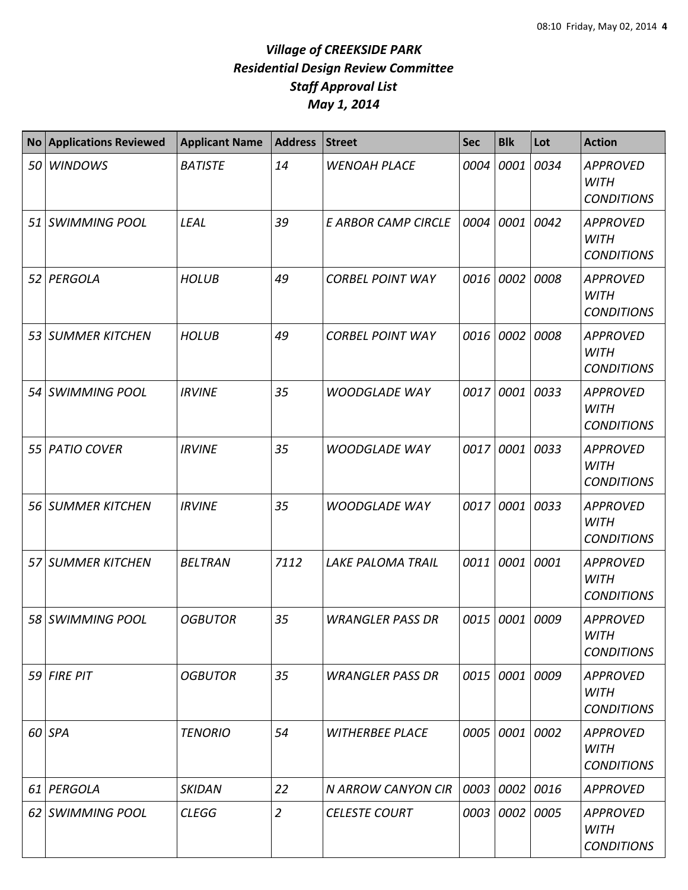# *Village of CREEKSIDE PARK*
## *Residential Design Review Committee*
## *Staff Approval List*
## *May 1, 2014*

| No | Applications Reviewed | Applicant Name | Address | Street | Sec | Blk | Lot | Action |
|---|---|---|---|---|---|---|---|---|
| *50* | *WINDOWS* | *BATISTE* | *14* | *WENOAH PLACE* | *0004* | *0001* | *0034* | *APPROVED WITH CONDITIONS* |
| *51* | *SWIMMING POOL* | *LEAL* | *39* | *E ARBOR CAMP CIRCLE* | *0004* | *0001* | *0042* | *APPROVED WITH CONDITIONS* |
| *52* | *PERGOLA* | *HOLUB* | *49* | *CORBEL POINT WAY* | *0016* | *0002* | *0008* | *APPROVED WITH CONDITIONS* |
| *53* | *SUMMER KITCHEN* | *HOLUB* | *49* | *CORBEL POINT WAY* | *0016* | *0002* | *0008* | *APPROVED WITH CONDITIONS* |
| *54* | *SWIMMING POOL* | *IRVINE* | *35* | *WOODGLADE WAY* | *0017* | *0001* | *0033* | *APPROVED WITH CONDITIONS* |
| *55* | *PATIO COVER* | *IRVINE* | *35* | *WOODGLADE WAY* | *0017* | *0001* | *0033* | *APPROVED WITH CONDITIONS* |
| *56* | *SUMMER KITCHEN* | *IRVINE* | *35* | *WOODGLADE WAY* | *0017* | *0001* | *0033* | *APPROVED WITH CONDITIONS* |
| *57* | *SUMMER KITCHEN* | *BELTRAN* | *7112* | *LAKE PALOMA TRAIL* | *0011* | *0001* | *0001* | *APPROVED WITH CONDITIONS* |
| *58* | *SWIMMING POOL* | *OGBUTOR* | *35* | *WRANGLER PASS DR* | *0015* | *0001* | *0009* | *APPROVED WITH CONDITIONS* |
| *59* | *FIRE PIT* | *OGBUTOR* | *35* | *WRANGLER PASS DR* | *0015* | *0001* | *0009* | *APPROVED WITH CONDITIONS* |
| *60* | *SPA* | *TENORIO* | *54* | *WITHERBEE PLACE* | *0005* | *0001* | *0002* | *APPROVED WITH CONDITIONS* |
| *61* | *PERGOLA* | *SKIDAN* | *22* | *N ARROW CANYON CIR* | *0003* | *0002* | *0016* | *APPROVED* |
| *62* | *SWIMMING POOL* | *CLEGG* | *2* | *CELESTE COURT* | *0003* | *0002* | *0005* | *APPROVED WITH CONDITIONS* |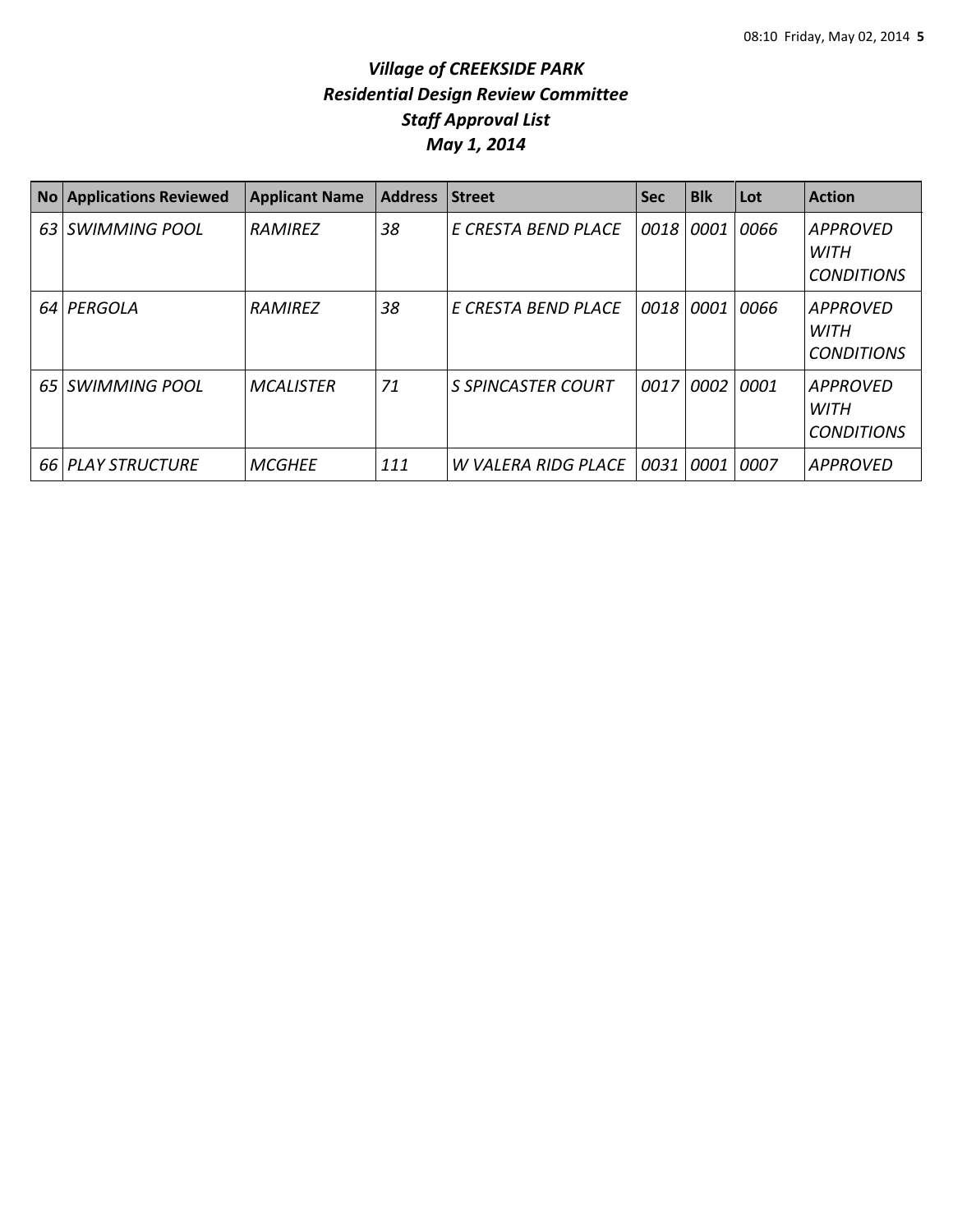# *Village of CREEKSIDE PARK*
## *Residential Design Review Committee*
## *Staff Approval List*
## *May 1, 2014*

| No | Applications Reviewed | Applicant Name | Address | Street | Sec | Blk | Lot | Action |
|---|---|---|---|---|---|---|---|---|
| 63 | SWIMMING POOL | RAMIREZ | 38 | E CRESTA BEND PLACE | 0018 | 0001 | 0066 | APPROVED WITH CONDITIONS |
| 64 | PERGOLA | RAMIREZ | 38 | E CRESTA BEND PLACE | 0018 | 0001 | 0066 | APPROVED WITH CONDITIONS |
| 65 | SWIMMING POOL | MCALISTER | 71 | S SPINCASTER COURT | 0017 | 0002 | 0001 | APPROVED WITH CONDITIONS |
| 66 | PLAY STRUCTURE | MCGHEE | 111 | W VALERA RIDG PLACE | 0031 | 0001 | 0007 | APPROVED |